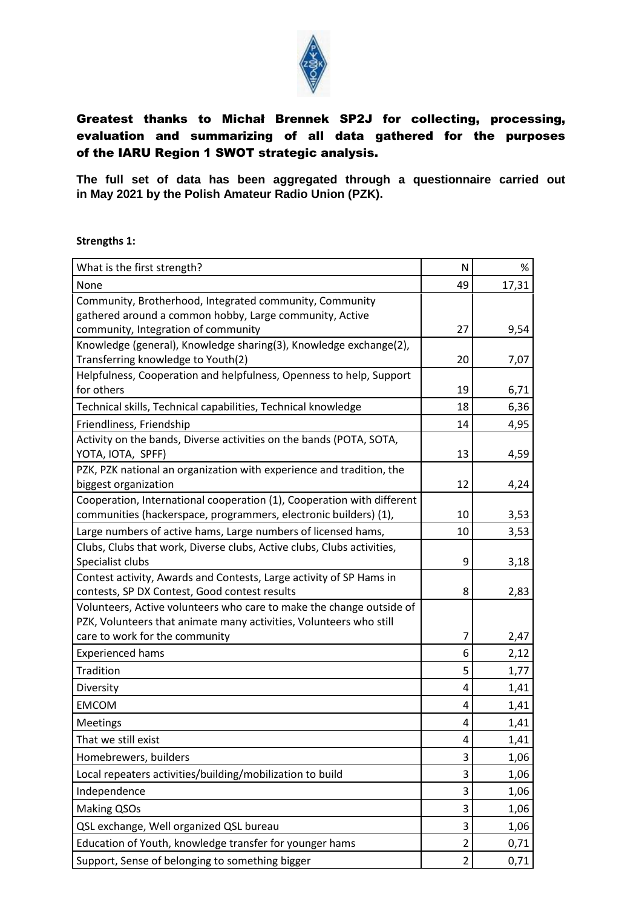**Greatest thanks to Michał Brennek SP2J for collecting, processing, evaluation and summarizing of all data gathered for the purposes of the IARU Region 1 SWOT strategic analysis.**

**The full set of data has been aggregated through a questionnaire carried out in May 2021 by the Polish Amateur Radio Union (PZK).**

**Strengths 1:**

| What is the first strength? | N | % |
|---|---|---|
| None | 49 | 17,31 |
| Community, Brotherhood, Integrated community, Community gathered around a common hobby, Large community, Active community, Integration of community | 27 | 9,54 |
| Knowledge (general), Knowledge sharing(3), Knowledge exchange(2), Transferring knowledge to Youth(2) | 20 | 7,07 |
| Helpfulness, Cooperation and helpfulness, Openness to help, Support for others | 19 | 6,71 |
| Technical skills, Technical capabilities, Technical knowledge | 18 | 6,36 |
| Friendliness, Friendship | 14 | 4,95 |
| Activity on the bands, Diverse activities on the bands (POTA, SOTA, YOTA, IOTA, SPFF) | 13 | 4,59 |
| PZK, PZK national an organization with experience and tradition, the biggest organization | 12 | 4,24 |
| Cooperation, International cooperation (1), Cooperation with different communities (hackerspace, programmers, electronic builders) (1), | 10 | 3,53 |
| Large numbers of active hams, Large numbers of licensed hams, | 10 | 3,53 |
| Clubs, Clubs that work, Diverse clubs, Active clubs, Clubs activities, Specialist clubs | 9 | 3,18 |
| Contest activity, Awards and Contests, Large activity of SP Hams in contests, SP DX Contest, Good contest results | 8 | 2,83 |
| Volunteers, Active volunteers who care to make the change outside of PZK, Volunteers that animate many activities, Volunteers who still care to work for the community | 7 | 2,47 |
| Experienced hams | 6 | 2,12 |
| Tradition | 5 | 1,77 |
| Diversity | 4 | 1,41 |
| EMCOM | 4 | 1,41 |
| Meetings | 4 | 1,41 |
| That we still exist | 4 | 1,41 |
| Homebrewers, builders | 3 | 1,06 |
| Local repeaters activities/building/mobilization to build | 3 | 1,06 |
| Independence | 3 | 1,06 |
| Making QSOs | 3 | 1,06 |
| QSL exchange, Well organized QSL bureau | 3 | 1,06 |
| Education of Youth, knowledge transfer for younger hams | 2 | 0,71 |
| Support, Sense of belonging to something bigger | 2 | 0,71 |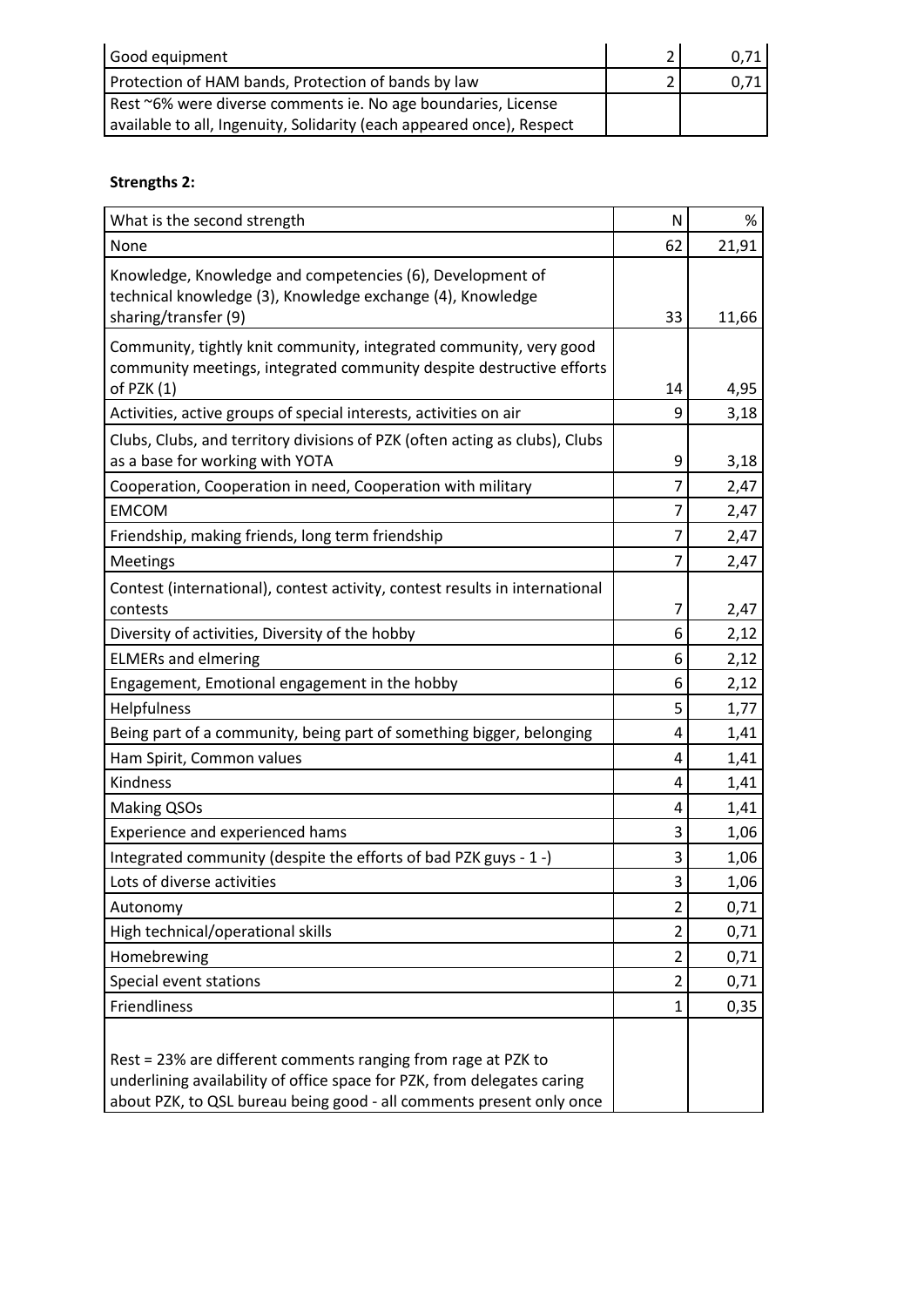| Good equipment | 2 | 0,71 |
|---|---|---|
| Protection of HAM bands, Protection of bands by law | 2 | 0,71 |
| Rest ~6% were diverse comments ie. No age boundaries, License available to all, Ingenuity, Solidarity (each appeared once), Respect | | |

**Strengths 2:**

| What is the second strength | N | % |
|---|---|---|
| None | 62 | 21,91 |
| Knowledge, Knowledge and competencies (6), Development of technical knowledge (3), Knowledge exchange (4), Knowledge sharing/transfer (9) | 33 | 11,66 |
| Community, tightly knit community, integrated community, very good community meetings, integrated community despite destructive efforts of PZK (1) | 14 | 4,95 |
| Activities, active groups of special interests, activities on air | 9 | 3,18 |
| Clubs, Clubs, and territory divisions of PZK (often acting as clubs), Clubs as a base for working with YOTA | 9 | 3,18 |
| Cooperation, Cooperation in need, Cooperation with military | 7 | 2,47 |
| EMCOM | 7 | 2,47 |
| Friendship, making friends, long term friendship | 7 | 2,47 |
| Meetings | 7 | 2,47 |
| Contest (international), contest activity, contest results in international contests | 7 | 2,47 |
| Diversity of activities, Diversity of the hobby | 6 | 2,12 |
| ELMERs and elmering | 6 | 2,12 |
| Engagement, Emotional engagement in the hobby | 6 | 2,12 |
| Helpfulness | 5 | 1,77 |
| Being part of a community, being part of something bigger, belonging | 4 | 1,41 |
| Ham Spirit, Common values | 4 | 1,41 |
| Kindness | 4 | 1,41 |
| Making QSOs | 4 | 1,41 |
| Experience and experienced hams | 3 | 1,06 |
| Integrated community (despite the efforts of bad PZK guys - 1 -) | 3 | 1,06 |
| Lots of diverse activities | 3 | 1,06 |
| Autonomy | 2 | 0,71 |
| High technical/operational skills | 2 | 0,71 |
| Homebrewing | 2 | 0,71 |
| Special event stations | 2 | 0,71 |
| Friendliness | 1 | 0,35 |
| Rest = 23% are different comments ranging from rage at PZK to underlining availability of office space for PZK, from delegates caring about PZK, to QSL bureau being good - all comments present only once | | |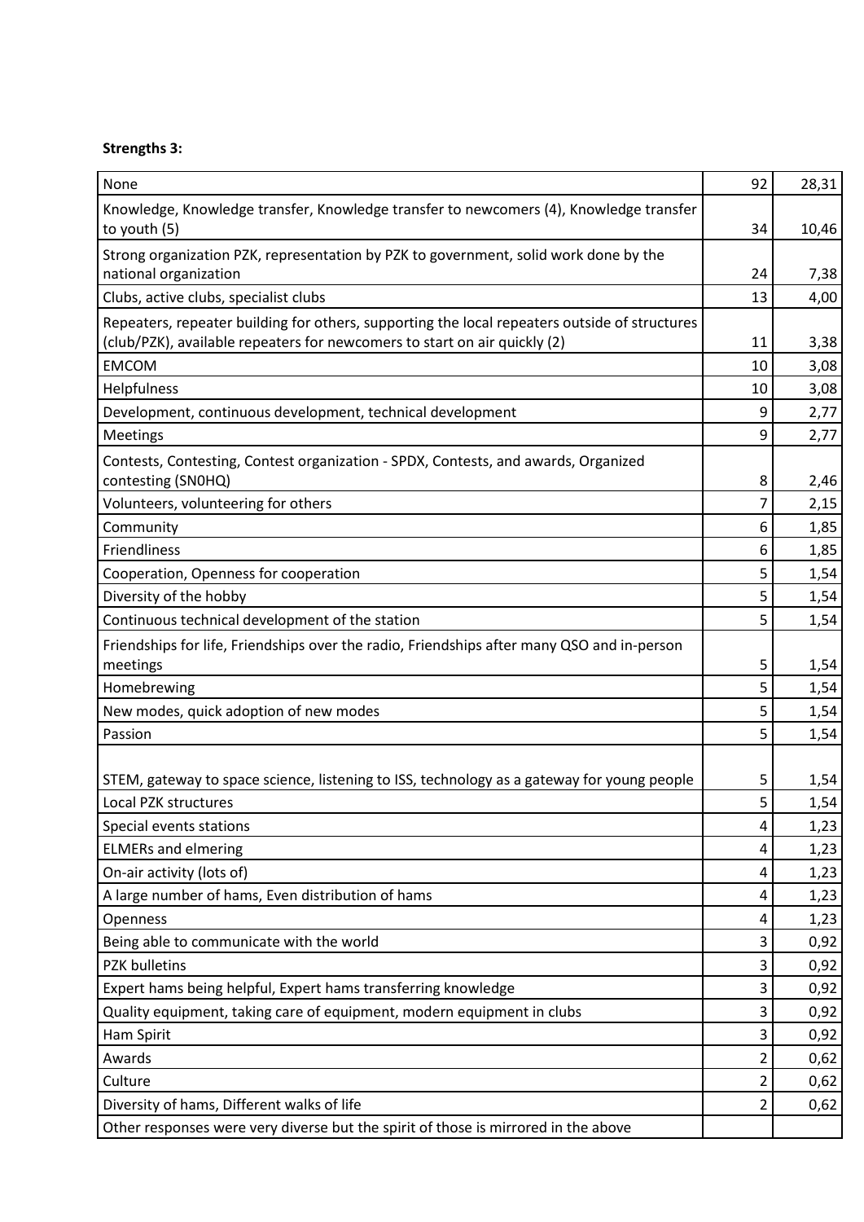**Strengths 3:**

| None | 92 | 28,31 |
|---|---|---|
| Knowledge, Knowledge transfer, Knowledge transfer to newcomers (4), Knowledge transfer to youth (5) | 34 | 10,46 |
| Strong organization PZK, representation by PZK to government, solid work done by the national organization | 24 | 7,38 |
| Clubs, active clubs, specialist clubs | 13 | 4,00 |
| Repeaters, repeater building for others, supporting the local repeaters outside of structures (club/PZK), available repeaters for newcomers to start on air quickly (2) | 11 | 3,38 |
| EMCOM | 10 | 3,08 |
| Helpfulness | 10 | 3,08 |
| Development, continuous development, technical development | 9 | 2,77 |
| Meetings | 9 | 2,77 |
| Contests, Contesting, Contest organization - SPDX, Contests, and awards, Organized contesting (SN0HQ) | 8 | 2,46 |
| Volunteers, volunteering for others | 7 | 2,15 |
| Community | 6 | 1,85 |
| Friendliness | 6 | 1,85 |
| Cooperation, Openness for cooperation | 5 | 1,54 |
| Diversity of the hobby | 5 | 1,54 |
| Continuous technical development of the station | 5 | 1,54 |
| Friendships for life, Friendships over the radio, Friendships after many QSO and in-person meetings | 5 | 1,54 |
| Homebrewing | 5 | 1,54 |
| New modes, quick adoption of new modes | 5 | 1,54 |
| Passion | 5 | 1,54 |
| STEM, gateway to space science, listening to ISS, technology as a gateway for young people | 5 | 1,54 |
| Local PZK structures | 5 | 1,54 |
| Special events stations | 4 | 1,23 |
| ELMERs and elmering | 4 | 1,23 |
| On-air activity (lots of) | 4 | 1,23 |
| A large number of hams, Even distribution of hams | 4 | 1,23 |
| Openness | 4 | 1,23 |
| Being able to communicate with the world | 3 | 0,92 |
| PZK bulletins | 3 | 0,92 |
| Expert hams being helpful, Expert hams transferring knowledge | 3 | 0,92 |
| Quality equipment, taking care of equipment, modern equipment in clubs | 3 | 0,92 |
| Ham Spirit | 3 | 0,92 |
| Awards | 2 | 0,62 |
| Culture | 2 | 0,62 |
| Diversity of hams, Different walks of life | 2 | 0,62 |
| Other responses were very diverse but the spirit of those is mirrored in the above | | |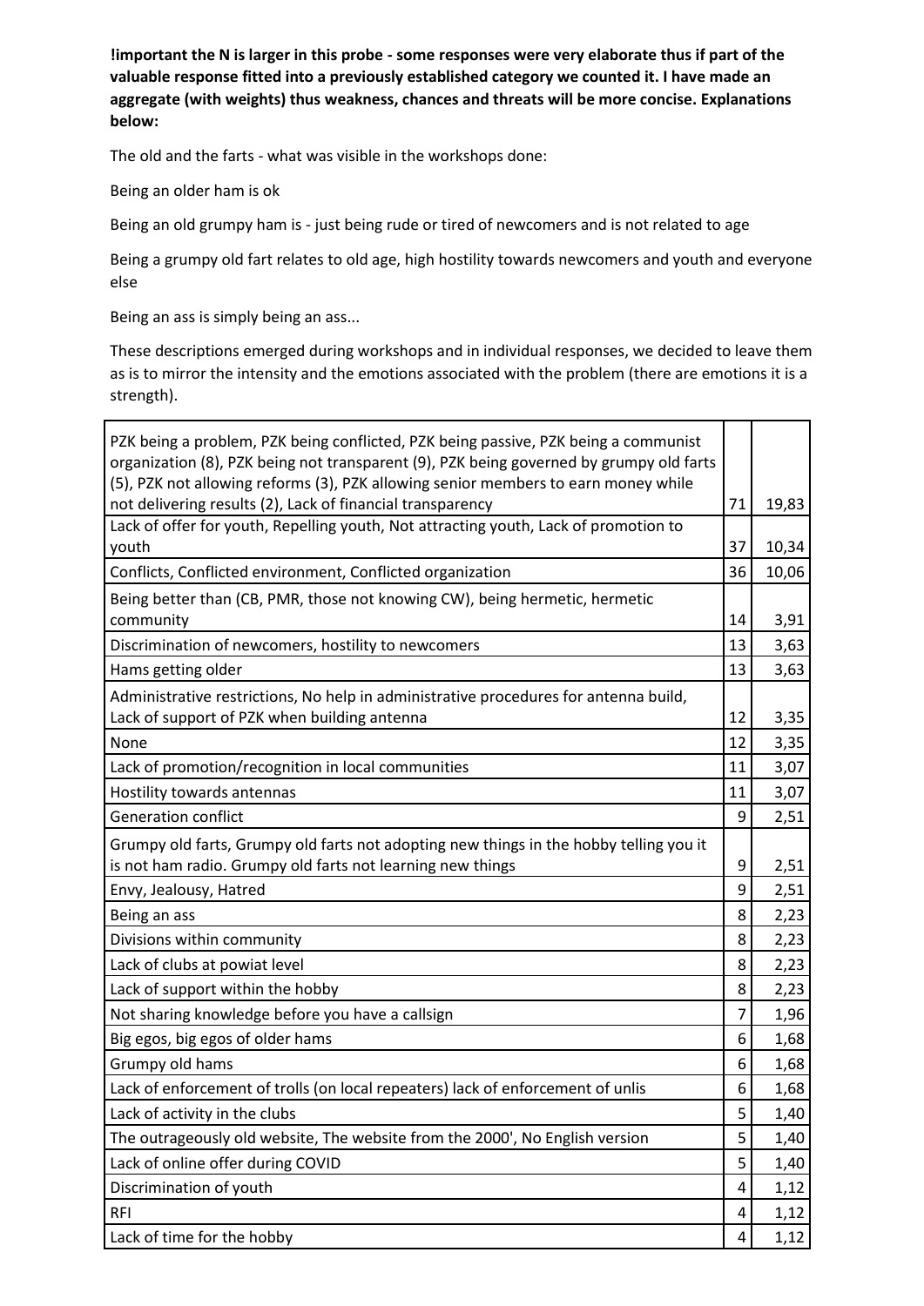**!important the N is larger in this probe - some responses were very elaborate thus if part of the valuable response fitted into a previously established category we counted it. I have made an aggregate (with weights) thus weakness, chances and threats will be more concise. Explanations below:**

The old and the farts - what was visible in the workshops done:

Being an older ham is ok

Being an old grumpy ham is - just being rude or tired of newcomers and is not related to age

Being a grumpy old fart relates to old age, high hostility towards newcomers and youth and everyone else

Being an ass is simply being an ass...

These descriptions emerged during workshops and in individual responses, we decided to leave them as is to mirror the intensity and the emotions associated with the problem (there are emotions it is a strength).

| | | |
|---|---|---|
| PZK being a problem, PZK being conflicted, PZK being passive, PZK being a communist organization (8), PZK being not transparent (9), PZK being governed by grumpy old farts (5), PZK not allowing reforms (3), PZK allowing senior members to earn money while not delivering results (2), Lack of financial transparency | 71 | 19,83 |
| Lack of offer for youth, Repelling youth, Not attracting youth, Lack of promotion to youth | 37 | 10,34 |
| Conflicts, Conflicted environment, Conflicted organization | 36 | 10,06 |
| Being better than (CB, PMR, those not knowing CW), being hermetic, hermetic community | 14 | 3,91 |
| Discrimination of newcomers, hostility to newcomers | 13 | 3,63 |
| Hams getting older | 13 | 3,63 |
| Administrative restrictions, No help in administrative procedures for antenna build, Lack of support of PZK when building antenna | 12 | 3,35 |
| None | 12 | 3,35 |
| Lack of promotion/recognition in local communities | 11 | 3,07 |
| Hostility towards antennas | 11 | 3,07 |
| Generation conflict | 9 | 2,51 |
| Grumpy old farts, Grumpy old farts not adopting new things in the hobby telling you it is not ham radio. Grumpy old farts not learning new things | 9 | 2,51 |
| Envy, Jealousy, Hatred | 9 | 2,51 |
| Being an ass | 8 | 2,23 |
| Divisions within community | 8 | 2,23 |
| Lack of clubs at powiat level | 8 | 2,23 |
| Lack of support within the hobby | 8 | 2,23 |
| Not sharing knowledge before you have a callsign | 7 | 1,96 |
| Big egos, big egos of older hams | 6 | 1,68 |
| Grumpy old hams | 6 | 1,68 |
| Lack of enforcement of trolls (on local repeaters) lack of enforcement of unlis | 6 | 1,68 |
| Lack of activity in the clubs | 5 | 1,40 |
| The outrageously old website, The website from the 2000', No English version | 5 | 1,40 |
| Lack of online offer during COVID | 5 | 1,40 |
| Discrimination of youth | 4 | 1,12 |
| RFI | 4 | 1,12 |
| Lack of time for the hobby | 4 | 1,12 |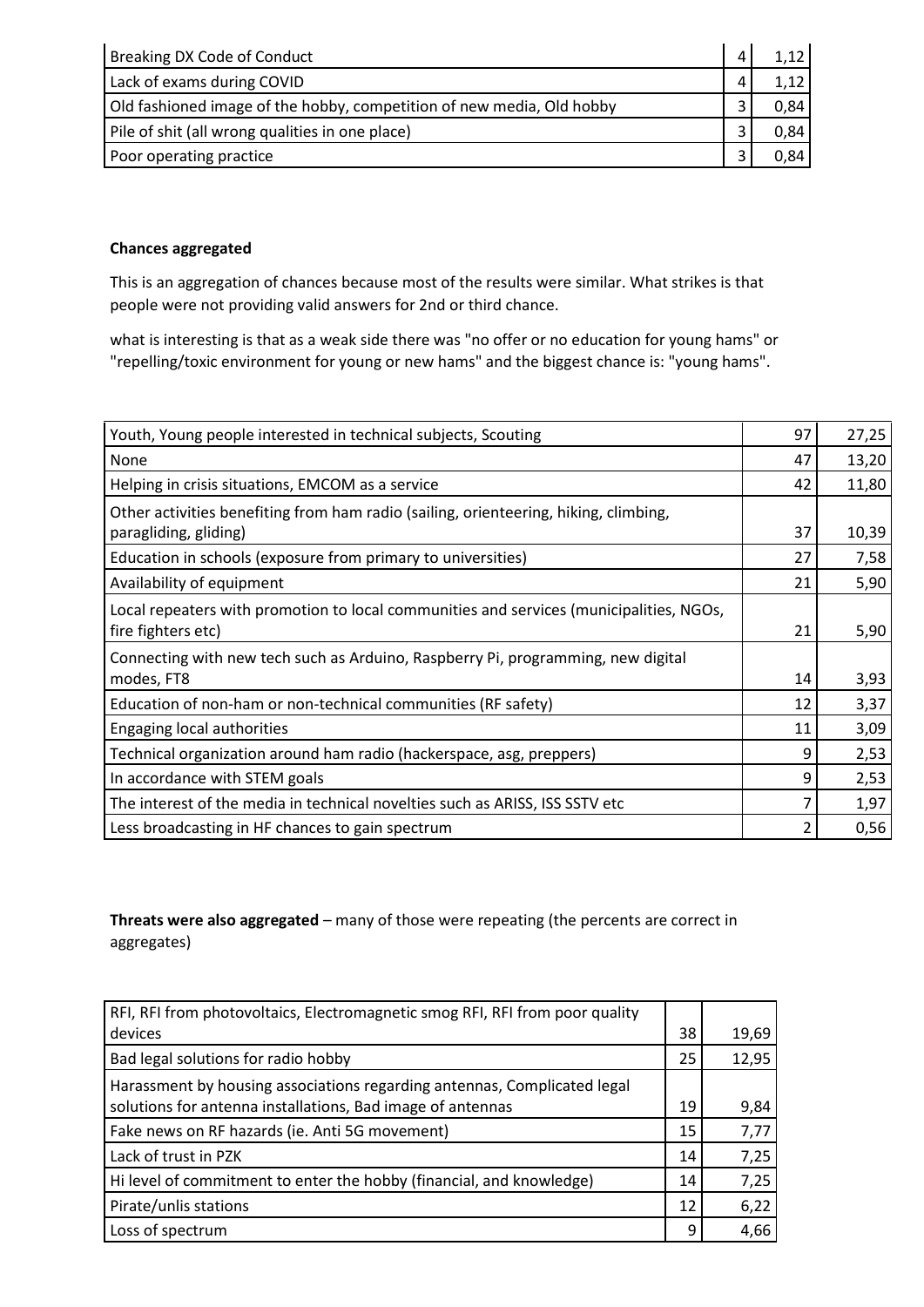| | | |
|---|---|---|
| Breaking DX Code of Conduct | 4 | 1,12 |
| Lack of exams during COVID | 4 | 1,12 |
| Old fashioned image of the hobby, competition of new media, Old hobby | 3 | 0,84 |
| Pile of shit (all wrong qualities in one place) | 3 | 0,84 |
| Poor operating practice | 3 | 0,84 |

**Chances aggregated**

This is an aggregation of chances because most of the results were similar. What strikes is that people were not providing valid answers for 2nd or third chance.

what is interesting is that as a weak side there was "no offer or no education for young hams" or "repelling/toxic environment for young or new hams" and the biggest chance is: "young hams".

| | | |
|---|---|---|
| Youth, Young people interested in technical subjects, Scouting | 97 | 27,25 |
| None | 47 | 13,20 |
| Helping in crisis situations, EMCOM as a service | 42 | 11,80 |
| Other activities benefiting from ham radio (sailing, orienteering, hiking, climbing, paragliding, gliding) | 37 | 10,39 |
| Education in schools (exposure from primary to universities) | 27 | 7,58 |
| Availability of equipment | 21 | 5,90 |
| Local repeaters with promotion to local communities and services (municipalities, NGOs, fire fighters etc) | 21 | 5,90 |
| Connecting with new tech such as Arduino, Raspberry Pi, programming, new digital modes, FT8 | 14 | 3,93 |
| Education of non-ham or non-technical communities (RF safety) | 12 | 3,37 |
| Engaging local authorities | 11 | 3,09 |
| Technical organization around ham radio (hackerspace, asg, preppers) | 9 | 2,53 |
| In accordance with STEM goals | 9 | 2,53 |
| The interest of the media in technical novelties such as ARISS, ISS SSTV etc | 7 | 1,97 |
| Less broadcasting in HF chances to gain spectrum | 2 | 0,56 |

**Threats were also aggregated** – many of those were repeating (the percents are correct in aggregates)

| | | |
|---|---|---|
| RFI, RFI from photovoltaics, Electromagnetic smog RFI, RFI from poor quality devices | 38 | 19,69 |
| Bad legal solutions for radio hobby | 25 | 12,95 |
| Harassment by housing associations regarding antennas, Complicated legal solutions for antenna installations, Bad image of antennas | 19 | 9,84 |
| Fake news on RF hazards (ie. Anti 5G movement) | 15 | 7,77 |
| Lack of trust in PZK | 14 | 7,25 |
| Hi level of commitment to enter the hobby (financial, and knowledge) | 14 | 7,25 |
| Pirate/unlis stations | 12 | 6,22 |
| Loss of spectrum | 9 | 4,66 |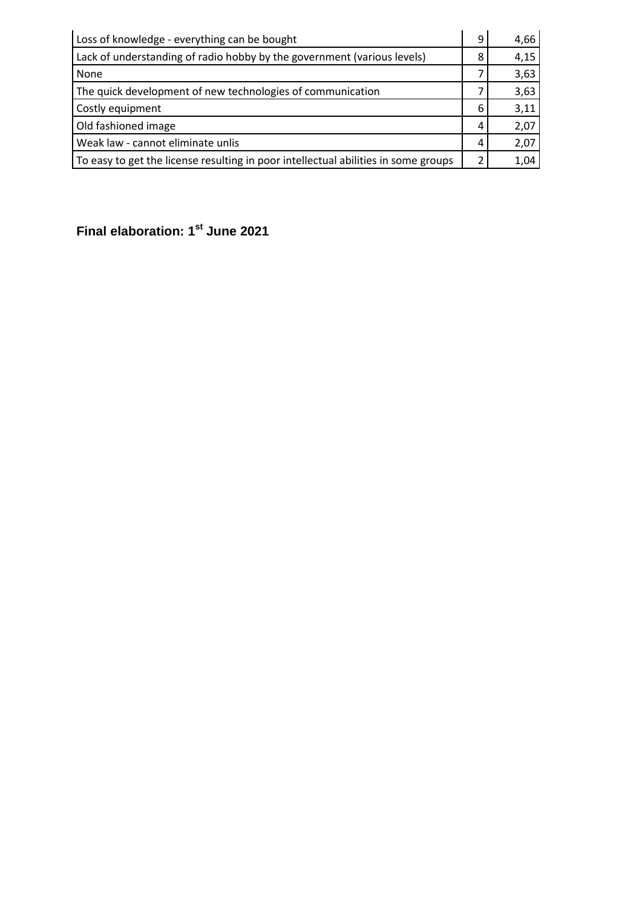| | | |
|---|---|---|
| Loss of knowledge - everything can be bought | 9 | 4,66 |
| Lack of understanding of radio hobby by the government (various levels) | 8 | 4,15 |
| None | 7 | 3,63 |
| The quick development of new technologies of communication | 7 | 3,63 |
| Costly equipment | 6 | 3,11 |
| Old fashioned image | 4 | 2,07 |
| Weak law - cannot eliminate unlis | 4 | 2,07 |
| To easy to get the license resulting in poor intellectual abilities in some groups | 2 | 1,04 |

**Final elaboration: 1st June 2021**